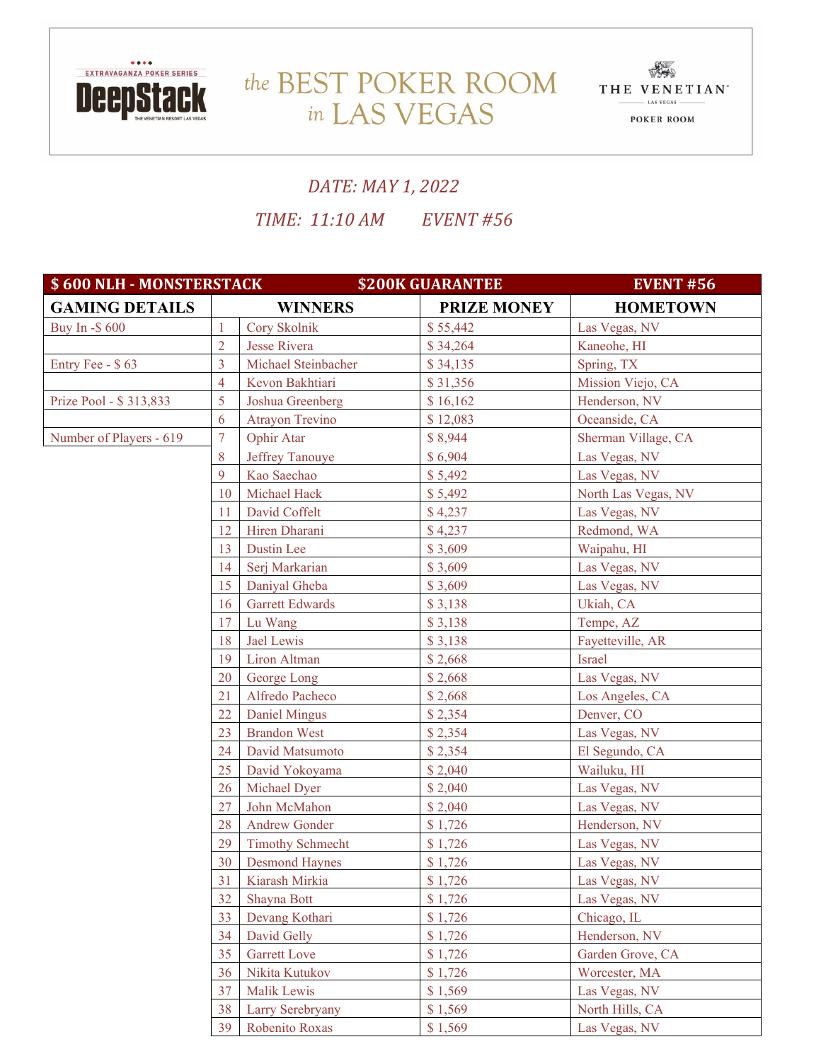EXTRAVAGANZA POKER SERIES DeepStack THE VENETIAN RESORT LAS VEGAS

the BEST POKER ROOM in LAS VEGAS

THE VENETIAN LAS VEGAS POKER ROOM

*DATE: MAY 1, 2022*

*TIME: 11:10 AM EVENT #56*

| $ 600 NLH - MONSTERSTACK | $200K GUARANTEE | | | EVENT #56 |
|---|---|---|---|---|
| **GAMING DETAILS** | **WINNERS** | | **PRIZE MONEY** | **HOMETOWN** |
| Buy In -$ 600 | 1 | Cory Skolnik | $ 55,442 | Las Vegas, NV |
| | 2 | Jesse Rivera | $ 34,264 | Kaneohe, HI |
| Entry Fee - $ 63 | 3 | Michael Steinbacher | $ 34,135 | Spring, TX |
| | 4 | Kevon Bakhtiari | $ 31,356 | Mission Viejo, CA |
| Prize Pool - $ 313,833 | 5 | Joshua Greenberg | $ 16,162 | Henderson, NV |
| | 6 | Atrayon Trevino | $ 12,083 | Oceanside, CA |
| Number of Players - 619 | 7 | Ophir Atar | $ 8,944 | Sherman Village, CA |
| | 8 | Jeffrey Tanouye | $ 6,904 | Las Vegas, NV |
| | 9 | Kao Saechao | $ 5,492 | Las Vegas, NV |
| | 10 | Michael Hack | $ 5,492 | North Las Vegas, NV |
| | 11 | David Coffelt | $ 4,237 | Las Vegas, NV |
| | 12 | Hiren Dharani | $ 4,237 | Redmond, WA |
| | 13 | Dustin Lee | $ 3,609 | Waipahu, HI |
| | 14 | Serj Markarian | $ 3,609 | Las Vegas, NV |
| | 15 | Daniyal Gheba | $ 3,609 | Las Vegas, NV |
| | 16 | Garrett Edwards | $ 3,138 | Ukiah, CA |
| | 17 | Lu Wang | $ 3,138 | Tempe, AZ |
| | 18 | Jael Lewis | $ 3,138 | Fayetteville, AR |
| | 19 | Liron Altman | $ 2,668 | Israel |
| | 20 | George Long | $ 2,668 | Las Vegas, NV |
| | 21 | Alfredo Pacheco | $ 2,668 | Los Angeles, CA |
| | 22 | Daniel Mingus | $ 2,354 | Denver, CO |
| | 23 | Brandon West | $ 2,354 | Las Vegas, NV |
| | 24 | David Matsumoto | $ 2,354 | El Segundo, CA |
| | 25 | David Yokoyama | $ 2,040 | Wailuku, HI |
| | 26 | Michael Dyer | $ 2,040 | Las Vegas, NV |
| | 27 | John McMahon | $ 2,040 | Las Vegas, NV |
| | 28 | Andrew Gonder | $ 1,726 | Henderson, NV |
| | 29 | Timothy Schmecht | $ 1,726 | Las Vegas, NV |
| | 30 | Desmond Haynes | $ 1,726 | Las Vegas, NV |
| | 31 | Kiarash Mirkia | $ 1,726 | Las Vegas, NV |
| | 32 | Shayna Bott | $ 1,726 | Las Vegas, NV |
| | 33 | Devang Kothari | $ 1,726 | Chicago, IL |
| | 34 | David Gelly | $ 1,726 | Henderson, NV |
| | 35 | Garrett Love | $ 1,726 | Garden Grove, CA |
| | 36 | Nikita Kutukov | $ 1,726 | Worcester, MA |
| | 37 | Malik Lewis | $ 1,569 | Las Vegas, NV |
| | 38 | Larry Serebryany | $ 1,569 | North Hills, CA |
| | 39 | Robenito Roxas | $ 1,569 | Las Vegas, NV |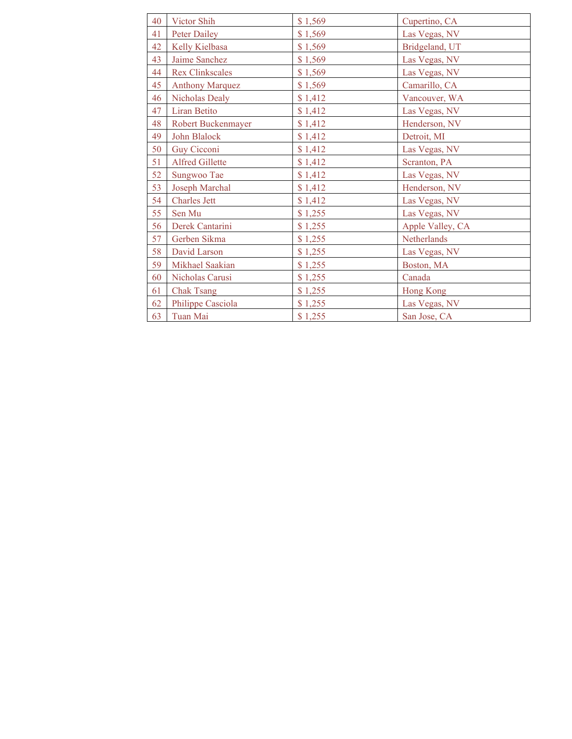| | | | |
|---|---|---|---|
| 40 | Victor Shih | $ 1,569 | Cupertino, CA |
| 41 | Peter Dailey | $ 1,569 | Las Vegas, NV |
| 42 | Kelly Kielbasa | $ 1,569 | Bridgeland, UT |
| 43 | Jaime Sanchez | $ 1,569 | Las Vegas, NV |
| 44 | Rex Clinkscales | $ 1,569 | Las Vegas, NV |
| 45 | Anthony Marquez | $ 1,569 | Camarillo, CA |
| 46 | Nicholas Dealy | $ 1,412 | Vancouver, WA |
| 47 | Liran Betito | $ 1,412 | Las Vegas, NV |
| 48 | Robert Buckenmayer | $ 1,412 | Henderson, NV |
| 49 | John Blalock | $ 1,412 | Detroit, MI |
| 50 | Guy Cicconi | $ 1,412 | Las Vegas, NV |
| 51 | Alfred Gillette | $ 1,412 | Scranton, PA |
| 52 | Sungwoo Tae | $ 1,412 | Las Vegas, NV |
| 53 | Joseph Marchal | $ 1,412 | Henderson, NV |
| 54 | Charles Jett | $ 1,412 | Las Vegas, NV |
| 55 | Sen Mu | $ 1,255 | Las Vegas, NV |
| 56 | Derek Cantarini | $ 1,255 | Apple Valley, CA |
| 57 | Gerben Sikma | $ 1,255 | Netherlands |
| 58 | David Larson | $ 1,255 | Las Vegas, NV |
| 59 | Mikhael Saakian | $ 1,255 | Boston, MA |
| 60 | Nicholas Carusi | $ 1,255 | Canada |
| 61 | Chak Tsang | $ 1,255 | Hong Kong |
| 62 | Philippe Casciola | $ 1,255 | Las Vegas, NV |
| 63 | Tuan Mai | $ 1,255 | San Jose, CA |